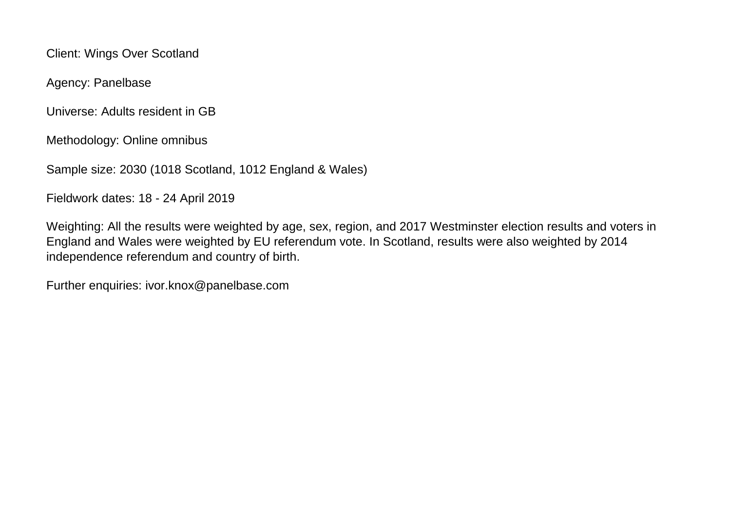Client: Wings Over Scotland

Agency: Panelbase

Universe: Adults resident in GB

Methodology: Online omnibus

Sample size: 2030 (1018 Scotland, 1012 England & Wales)

Fieldwork dates: 18 - 24 April 2019

Weighting: All the results were weighted by age, sex, region, and 2017 Westminster election results and voters in England and Wales were weighted by EU referendum vote. In Scotland, results were also weighted by 2014 independence referendum and country of birth.

Further enquiries: ivor.knox@panelbase.com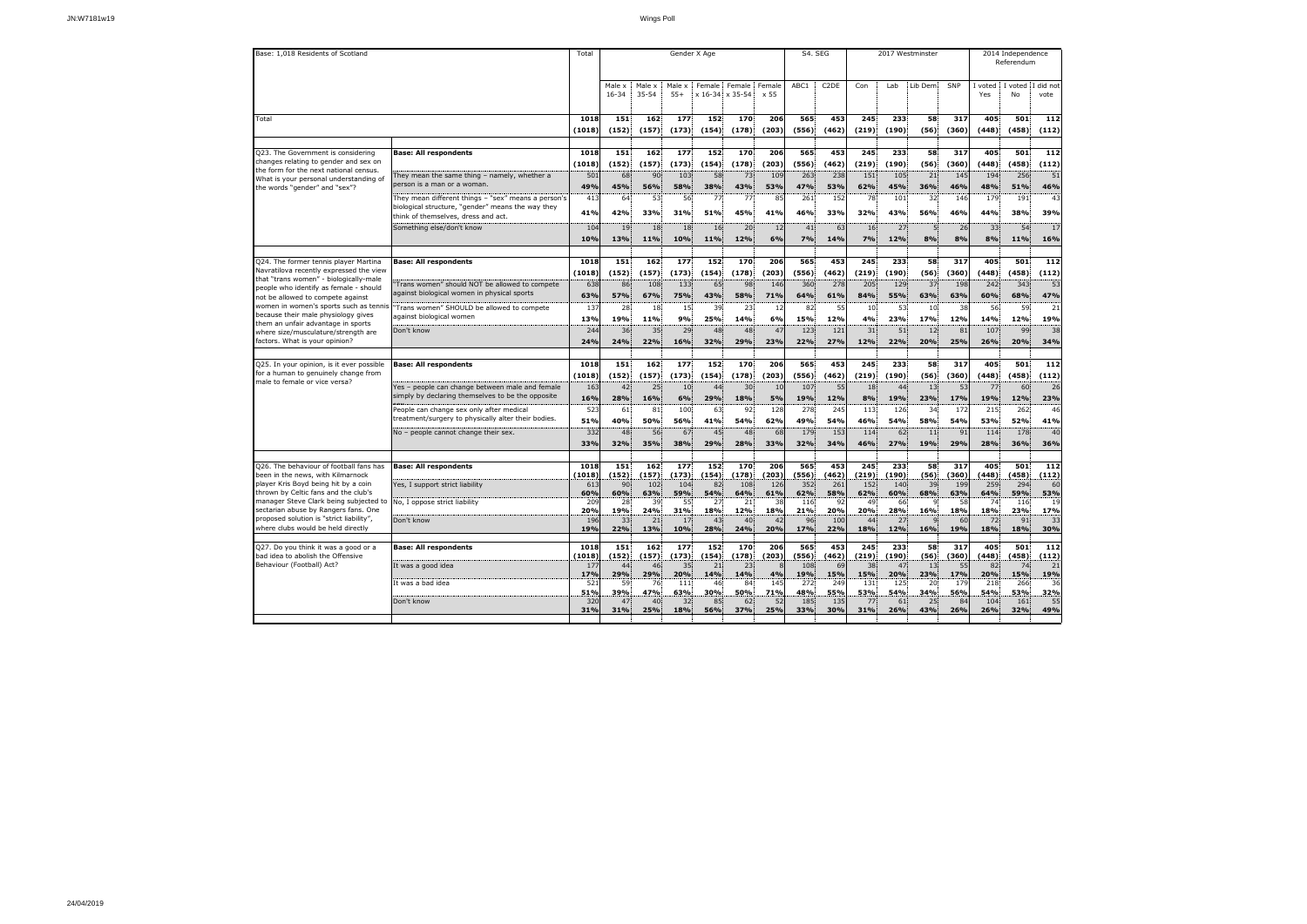| Base: 1,018 Residents of Scotland | | Total | Gender X Age | | | | | | S4. SEG | | 2017 Westminster | | | | 2014 Independence Referendum | | |
|---|---|---|---|---|---|---|---|---|---|---|---|---|---|---|---|---|---|
| | | | Male x 16-34 | Male x 35-54 | Male x 55+ | Female x 16-34 | Female x 35-54 | Female x 55 | ABC1 | C2DE | Con | Lab | Lib Dem | SNP | I voted Yes | I voted No | I did not vote |
| Total | | 1018 | 151 | 162 | 177 | 152 | 170 | 206 | 565 | 453 | 245 | 233 | 58 | 317 | 405 | 501 | 112 |
| | | (1018) | (152) | (157) | (173) | (154) | (178) | (203) | (556) | (462) | (219) | (190) | (56) | (360) | (448) | (458) | (112) |
| Q23. The Government is considering changes relating to gender and sex on the form for the next national census. What is your personal understanding of the words "gender" and "sex"? | Base: All respondents | 1018 | 151 | 162 | 177 | 152 | 170 | 206 | 565 | 453 | 245 | 233 | 58 | 317 | 405 | 501 | 112 |
| | | (1018) | (152) | (157) | (173) | (154) | (178) | (203) | (556) | (462) | (219) | (190) | (56) | (360) | (448) | (458) | (112) |
| | They mean the same thing – namely, whether a person is a man or a woman. | 501 | 68 | 90 | 103 | 58 | 73 | 109 | 263 | 238 | 151 | 105 | 21 | 145 | 194 | 256 | 51 |
| | | 49% | 45% | 56% | 58% | 38% | 43% | 53% | 47% | 53% | 62% | 45% | 36% | 46% | 48% | 51% | 46% |
| | They mean different things – "sex" means a person's biological structure, "gender" means the way they think of themselves, dress and act. | 413 | 64 | 53 | 56 | 77 | 77 | 85 | 261 | 152 | 78 | 101 | 32 | 146 | 179 | 191 | 43 |
| | | 41% | 42% | 33% | 31% | 51% | 45% | 41% | 46% | 33% | 32% | 43% | 56% | 46% | 44% | 38% | 39% |
| | Something else/don't know | 104 | 19 | 18 | 18 | 16 | 20 | 12 | 41 | 63 | 16 | 27 | 5 | 26 | 33 | 54 | 17 |
| | | 10% | 13% | 11% | 10% | 11% | 12% | 6% | 7% | 14% | 7% | 12% | 8% | 8% | 8% | 11% | 16% |
| Q24. The former tennis player Martina Navratilova recently expressed the view that "trans women" - biologically-male people who identify as female - should not be allowed to compete against women in women's sports such as tennis because their male physiology gives them an unfair advantage in sports where size/musculature/strength are factors. What is your opinion? | Base: All respondents | 1018 | 151 | 162 | 177 | 152 | 170 | 206 | 565 | 453 | 245 | 233 | 58 | 317 | 405 | 501 | 112 |
| | | (1018) | (152) | (157) | (173) | (154) | (178) | (203) | (556) | (462) | (219) | (190) | (56) | (360) | (448) | (458) | (112) |
| | "Trans women" should NOT be allowed to compete against biological women in physical sports | 638 | 86 | 108 | 133 | 65 | 98 | 146 | 360 | 278 | 205 | 129 | 37 | 198 | 242 | 343 | 53 |
| | | 63% | 57% | 67% | 75% | 43% | 58% | 71% | 64% | 61% | 84% | 55% | 63% | 63% | 60% | 68% | 47% |
| | "Trans women" SHOULD be allowed to compete against biological women | 137 | 28 | 18 | 15 | 39 | 23 | 12 | 82 | 55 | 10 | 53 | 10 | 38 | 56 | 59 | 21 |
| | | 13% | 19% | 11% | 9% | 25% | 14% | 6% | 15% | 12% | 4% | 23% | 17% | 12% | 14% | 12% | 19% |
| | Don't know | 244 | 36 | 35 | 29 | 48 | 48 | 47 | 123 | 121 | 31 | 51 | 12 | 81 | 107 | 99 | 38 |
| | | 24% | 24% | 22% | 16% | 32% | 29% | 23% | 22% | 27% | 12% | 22% | 20% | 25% | 26% | 20% | 34% |
| Q25. In your opinion, is it ever possible for a human to genuinely change from male to female or vice versa? | Base: All respondents | 1018 | 151 | 162 | 177 | 152 | 170 | 206 | 565 | 453 | 245 | 233 | 58 | 317 | 405 | 501 | 112 |
| | | (1018) | (152) | (157) | (173) | (154) | (178) | (203) | (556) | (462) | (219) | (190) | (56) | (360) | (448) | (458) | (112) |
| | Yes – people can change between male and female simply by declaring themselves to be the opposite | 163 | 42 | 25 | 10 | 44 | 30 | 10 | 107 | 55 | 18 | 44 | 13 | 53 | 77 | 60 | 26 |
| | | 16% | 28% | 16% | 6% | 29% | 18% | 5% | 19% | 12% | 8% | 19% | 23% | 17% | 19% | 12% | 23% |
| | People can change sex only after medical treatment/surgery to physically alter their bodies. | 523 | 61 | 81 | 100 | 63 | 92 | 128 | 278 | 245 | 113 | 126 | 34 | 172 | 215 | 262 | 46 |
| | | 51% | 40% | 50% | 56% | 41% | 54% | 62% | 49% | 54% | 46% | 54% | 58% | 54% | 53% | 52% | 41% |
| | No – people cannot change their sex. | 332 | 48 | 56 | 67 | 45 | 48 | 68 | 179 | 153 | 114 | 62 | 11 | 91 | 114 | 178 | 40 |
| | | 33% | 32% | 35% | 38% | 29% | 28% | 33% | 32% | 34% | 46% | 27% | 19% | 29% | 28% | 36% | 36% |
| Q26. The behaviour of football fans has been in the news, with Kilmarnock player Kris Boyd being hit by a coin thrown by Celtic fans and the club's manager Steve Clark being subjected to sectarian abuse by Rangers fans. One proposed solution is "strict liability", where clubs would be held directly | Base: All respondents | 1018 | 151 | 162 | 177 | 152 | 170 | 206 | 565 | 453 | 245 | 233 | 58 | 317 | 405 | 501 | 112 |
| | | (1018) | (152) | (157) | (173) | (154) | (178) | (203) | (556) | (462) | (219) | (190) | (56) | (360) | (448) | (458) | (112) |
| | Yes, I support strict liability | 613 | 90 | 102 | 104 | 82 | 108 | 126 | 352 | 261 | 152 | 140 | 39 | 199 | 259 | 294 | 60 |
| | | 60% | 60% | 63% | 59% | 54% | 64% | 61% | 62% | 58% | 62% | 60% | 68% | 63% | 64% | 59% | 53% |
| | No, I oppose strict liability | 209 | 28 | 39 | 55 | 27 | 21 | 38 | 116 | 92 | 49 | 66 | 9 | 58 | 74 | 116 | 19 |
| | | 20% | 19% | 24% | 31% | 18% | 12% | 18% | 21% | 20% | 20% | 28% | 16% | 18% | 18% | 23% | 17% |
| | Don't know | 196 | 33 | 21 | 17 | 43 | 40 | 42 | 96 | 100 | 44 | 27 | 9 | 60 | 72 | 91 | 33 |
| | | 19% | 22% | 13% | 10% | 28% | 24% | 20% | 17% | 22% | 18% | 12% | 16% | 19% | 18% | 18% | 30% |
| Q27. Do you think it was a good or a bad idea to abolish the Offensive Behaviour (Football) Act? | Base: All respondents | 1018 | 151 | 162 | 177 | 152 | 170 | 206 | 565 | 453 | 245 | 233 | 58 | 317 | 405 | 501 | 112 |
| | | (1018) | (152) | (157) | (173) | (154) | (178) | (203) | (556) | (462) | (219) | (190) | (56) | (360) | (448) | (458) | (112) |
| | It was a good idea | 177 | 44 | 46 | 35 | 21 | 23 | 8 | 108 | 69 | 38 | 47 | 13 | 55 | 82 | 74 | 21 |
| | | 17% | 29% | 29% | 20% | 14% | 14% | 4% | 19% | 15% | 15% | 20% | 23% | 17% | 20% | 15% | 19% |
| | It was a bad idea | 521 | 59 | 76 | 111 | 46 | 84 | 145 | 272 | 249 | 131 | 125 | 20 | 179 | 218 | 266 | 36 |
| | | 51% | 39% | 47% | 63% | 30% | 50% | 71% | 48% | 55% | 53% | 54% | 34% | 56% | 54% | 53% | 32% |
| | Don't know | 320 | 47 | 40 | 32 | 85 | 62 | 52 | 185 | 135 | 77 | 61 | 25 | 84 | 104 | 161 | 55 |
| | | 31% | 31% | 25% | 18% | 56% | 37% | 25% | 33% | 30% | 31% | 26% | 43% | 26% | 26% | 32% | 49% |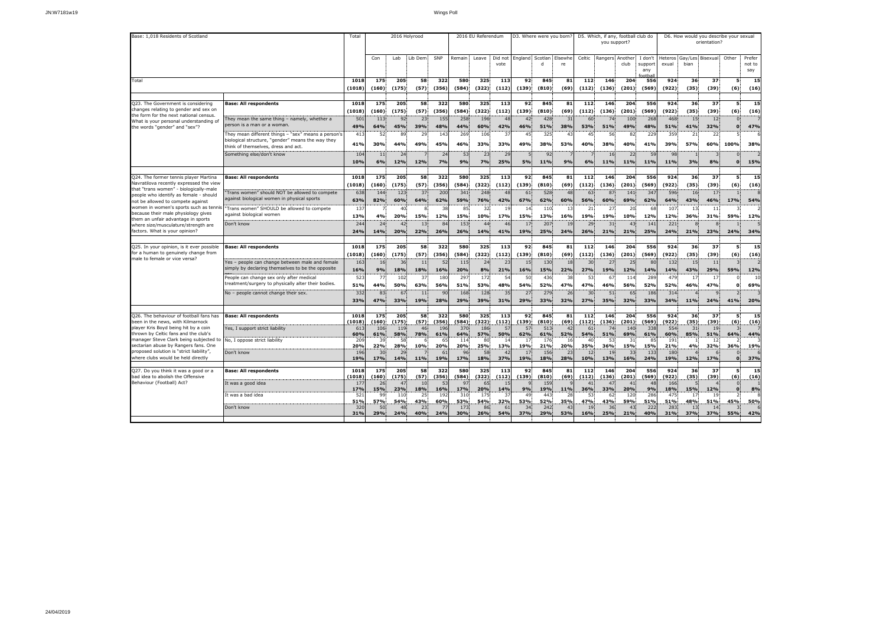| Base: 1,018 Residents of Scotland | | Total | 2016 Holyrood | | | | 2016 EU Referendum | | | D3. Where were you born? | | | D5. Which, if any, football club do you support? | | | | D6. How would you describe your sexual orientation? | | | | |
|---|---|---|---|---|---|---|---|---|---|---|---|---|---|---|---|---|---|---|---|---|---|
| | | | Con | Lab | Lib Dem | SNP | Remain | Leave | Did not vote | England | Scotland | Elsewhere | Celtic | Rangers | Another club | I don't support any football | Heterosexual | Gay/Lesbian | Bisexual | Other | Prefer not to say |
| Total | | 1018 | 175 | 205 | 58 | 322 | 580 | 325 | 113 | 92 | 845 | 81 | 112 | 146 | 204 | 556 | 924 | 36 | 37 | 5 | 15 |
| | | (1018) | (160) | (175) | (57) | (356) | (584) | (322) | (112) | (139) | (810) | (69) | (112) | (136) | (201) | (569) | (922) | (35) | (39) | (6) | (16) |
| Q23. The Government is considering changes relating to gender and sex on the form for the next national census. What is your personal understanding of the words "gender" and "sex"? | Base: All respondents | 1018 | 175 | 205 | 58 | 322 | 580 | 325 | 113 | 92 | 845 | 81 | 112 | 146 | 204 | 556 | 924 | 36 | 37 | 5 | 15 |
| | | (1018) | (160) | (175) | (57) | (356) | (584) | (322) | (112) | (139) | (810) | (69) | (112) | (136) | (201) | (569) | (922) | (35) | (39) | (6) | (16) |
| | They mean the same thing – namely, whether a person is a man or a woman. | 501 | 113 | 92 | 23 | 155 | 258 | 196 | 48 | 42 | 428 | 31 | 60 | 74 | 100 | 268 | 468 | 15 | 12 | 0 | 7 |
| | | 49% | 64% | 45% | 39% | 48% | 44% | 60% | 42% | 46% | 51% | 38% | 53% | 51% | 49% | 48% | 51% | 41% | 32% | 0 | 47% |
| | They mean different things – "sex" means a person's biological structure, "gender" means the way they think of themselves, dress and act. | 413 | 52 | 89 | 29 | 143 | 269 | 106 | 37 | 45 | 325 | 43 | 45 | 56 | 82 | 229 | 359 | 21 | 22 | 5 | 6 |
| | | 41% | 30% | 44% | 49% | 45% | 46% | 33% | 33% | 49% | 38% | 53% | 40% | 38% | 40% | 41% | 39% | 57% | 60% | 100% | 38% |
| | Something else/don't know | 104 | 11 | 24 | 7 | 24 | 53 | 23 | 29 | 5 | 92 | 7 | 7 | 16 | 22 | 59 | 98 | 1 | 3 | 0 | 2 |
| | | 10% | 6% | 12% | 12% | 7% | 9% | 7% | 25% | 5% | 11% | 9% | 6% | 11% | 11% | 11% | 11% | 3% | 8% | 0 | 15% |
| Q24. The former tennis player Martina Navratilova recently expressed the view that "trans women" - biologically-male people who identify as female - should not be allowed to compete against women in women's sports such as tennis because their male physiology gives them an unfair advantage in sports where size/musculature/strength are factors. What is your opinion? | Base: All respondents | 1018 | 175 | 205 | 58 | 322 | 580 | 325 | 113 | 92 | 845 | 81 | 112 | 146 | 204 | 556 | 924 | 36 | 37 | 5 | 15 |
| | | (1018) | (160) | (175) | (57) | (356) | (584) | (322) | (112) | (139) | (810) | (69) | (112) | (136) | (201) | (569) | (922) | (35) | (39) | (6) | (16) |
| | "Trans women" should NOT be allowed to compete against biological women in physical sports | 638 | 144 | 123 | 37 | 200 | 341 | 248 | 48 | 61 | 528 | 48 | 63 | 87 | 141 | 347 | 596 | 16 | 17 | 1 | 8 |
| | | 63% | 82% | 60% | 64% | 62% | 59% | 76% | 42% | 67% | 62% | 60% | 56% | 60% | 69% | 62% | 64% | 43% | 46% | 17% | 54% |
| | "Trans women" SHOULD be allowed to compete against biological women | 137 | 7 | 40 | 8 | 38 | 85 | 32 | 19 | 14 | 110 | 13 | 21 | 27 | 20 | 68 | 107 | 13 | 11 | 3 | 2 |
| | | 13% | 4% | 20% | 15% | 12% | 15% | 10% | 17% | 15% | 13% | 16% | 19% | 19% | 10% | 12% | 12% | 36% | 31% | 59% | 12% |
| | Don't know | 244 | 24 | 42 | 13 | 84 | 153 | 44 | 46 | 17 | 207 | 19 | 29 | 31 | 43 | 141 | 221 | 8 | 8 | 1 | 5 |
| | | 24% | 14% | 20% | 22% | 26% | 26% | 14% | 41% | 19% | 25% | 24% | 26% | 21% | 21% | 25% | 24% | 21% | 23% | 24% | 34% |
| Q25. In your opinion, is it ever possible for a human to genuinely change from male to female or vice versa? | Base: All respondents | 1018 | 175 | 205 | 58 | 322 | 580 | 325 | 113 | 92 | 845 | 81 | 112 | 146 | 204 | 556 | 924 | 36 | 37 | 5 | 15 |
| | | (1018) | (160) | (175) | (57) | (356) | (584) | (322) | (112) | (139) | (810) | (69) | (112) | (136) | (201) | (569) | (922) | (35) | (39) | (6) | (16) |
| | Yes – people can change between male and female simply by declaring themselves to be the opposite | 163 | 16 | 36 | 11 | 52 | 115 | 24 | 23 | 15 | 130 | 18 | 30 | 27 | 25 | 80 | 132 | 15 | 11 | 3 | 2 |
| | | 16% | 9% | 18% | 18% | 16% | 20% | 8% | 21% | 16% | 15% | 22% | 27% | 19% | 12% | 14% | 14% | 43% | 29% | 59% | 12% |
| | People can change sex only after medical treatment/surgery to physically alter their bodies. | 523 | 77 | 102 | 37 | 180 | 297 | 172 | 54 | 50 | 436 | 38 | 53 | 67 | 114 | 289 | 479 | 17 | 17 | 0 | 10 |
| | | 51% | 44% | 50% | 63% | 56% | 51% | 53% | 48% | 54% | 52% | 47% | 47% | 46% | 56% | 52% | 52% | 46% | 47% | 0 | 69% |
| | No – people cannot change their sex. | 332 | 83 | 67 | 11 | 90 | 168 | 128 | 35 | 27 | 279 | 26 | 30 | 51 | 65 | 186 | 314 | 4 | 9 | 2 | 3 |
| | | 33% | 47% | 33% | 19% | 28% | 29% | 39% | 31% | 29% | 33% | 32% | 27% | 35% | 32% | 33% | 34% | 11% | 24% | 41% | 20% |
| Q26. The behaviour of football fans has been in the news, with Kilmarnock player Kris Boyd being hit by a coin thrown by Celtic fans and the club's manager Steve Clark being subjected to sectarian abuse by Rangers fans. One proposed solution is "strict liability", where clubs would be held directly | Base: All respondents | 1018 | 175 | 205 | 58 | 322 | 580 | 325 | 113 | 92 | 845 | 81 | 112 | 146 | 204 | 556 | 924 | 36 | 37 | 5 | 15 |
| | | (1018) | (160) | (175) | (57) | (356) | (584) | (322) | (112) | (139) | (810) | (69) | (112) | (136) | (201) | (569) | (922) | (35) | (39) | (6) | (16) |
| | Yes, I support strict liability | 613 | 106 | 119 | 46 | 196 | 370 | 186 | 57 | 57 | 513 | 42 | 61 | 74 | 140 | 338 | 554 | 31 | 19 | 3 | 7 |
| | | 60% | 61% | 58% | 78% | 61% | 64% | 57% | 50% | 62% | 61% | 52% | 54% | 51% | 69% | 61% | 60% | 85% | 51% | 64% | 44% |
| | No, I oppose strict liability | 209 | 39 | 58 | 6 | 65 | 114 | 80 | 14 | 17 | 176 | 16 | 40 | 53 | 31 | 85 | 191 | 1 | 12 | 2 | 3 |
| | | 20% | 22% | 28% | 10% | 20% | 20% | 25% | 13% | 19% | 21% | 20% | 35% | 36% | 15% | 15% | 21% | 4% | 32% | 36% | 19% |
| | Don't know | 196 | 30 | 29 | 7 | 61 | 96 | 58 | 42 | 17 | 156 | 23 | 12 | 19 | 33 | 133 | 180 | 4 | 6 | 0 | 6 |
| | | 19% | 17% | 14% | 11% | 19% | 17% | 18% | 37% | 19% | 18% | 28% | 10% | 13% | 16% | 24% | 19% | 12% | 17% | 0 | 37% |
| Q27. Do you think it was a good or a bad idea to abolish the Offensive Behaviour (Football) Act? | Base: All respondents | 1018 | 175 | 205 | 58 | 322 | 580 | 325 | 113 | 92 | 845 | 81 | 112 | 146 | 204 | 556 | 924 | 36 | 37 | 5 | 15 |
| | | (1018) | (160) | (175) | (57) | (356) | (584) | (322) | (112) | (139) | (810) | (69) | (112) | (136) | (201) | (569) | (922) | (35) | (39) | (6) | (16) |
| | It was a good idea | 177 | 26 | 47 | 10 | 53 | 97 | 65 | 15 | 9 | 159 | 9 | 41 | 47 | 41 | 48 | 166 | 5 | 4 | 0 | 1 |
| | | 17% | 15% | 23% | 18% | 16% | 17% | 20% | 14% | 9% | 19% | 11% | 36% | 33% | 20% | 9% | 18% | 15% | 12% | 0 | 8% |
| | It was a bad idea | 521 | 99 | 110 | 25 | 192 | 310 | 175 | 37 | 49 | 443 | 28 | 53 | 62 | 120 | 286 | 475 | 17 | 19 | 2 | 8 |
| | | 51% | 57% | 54% | 43% | 60% | 53% | 54% | 32% | 53% | 52% | 35% | 47% | 43% | 59% | 51% | 51% | 48% | 51% | 45% | 50% |
| | Don't know | 320 | 50 | 48 | 23 | 77 | 173 | 86 | 61 | 34 | 242 | 43 | 19 | 36 | 43 | 222 | 283 | 13 | 14 | 3 | 6 |
| | | 31% | 29% | 24% | 40% | 24% | 30% | 26% | 54% | 37% | 29% | 53% | 16% | 25% | 21% | 40% | 31% | 37% | 37% | 55% | 42% |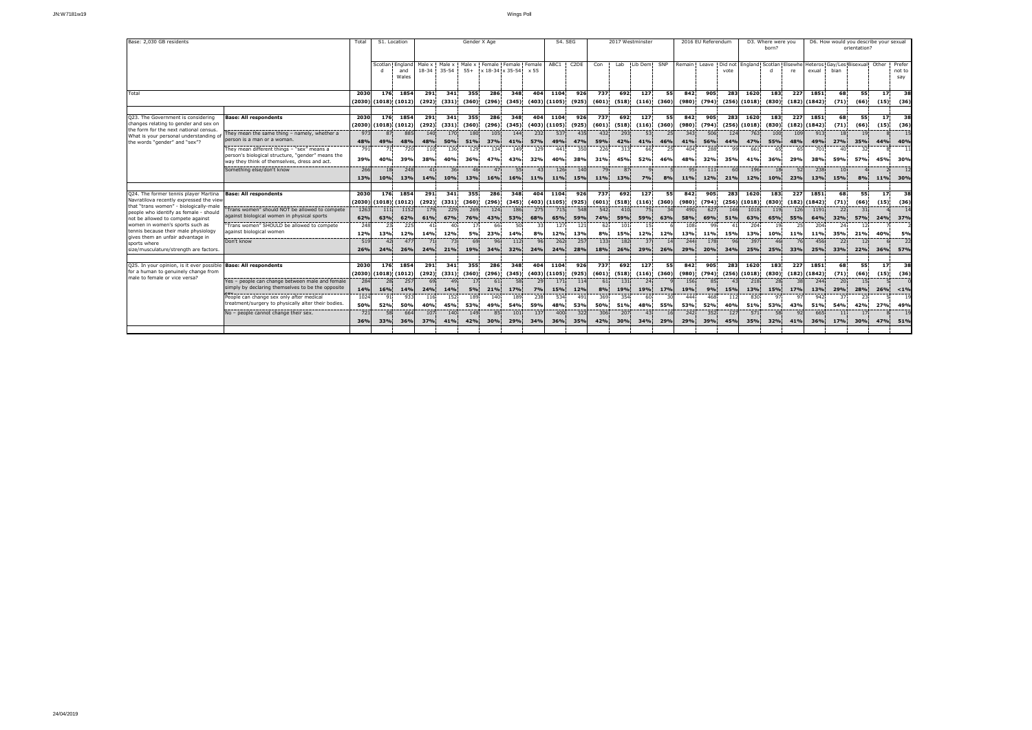| Base: 2,030 GB residents | | Total | S1. Location | | Gender X Age | | | | | | | S4. SEG | | 2017 Westminster | | | | 2016 EU Referendum | | | D3. Where were you born? | | | D6. How would you describe your sexual orientation? | | | | |
|---|---|---|---|---|---|---|---|---|---|---|---|---|---|---|---|---|---|---|---|---|---|---|---|---|---|---|---|---|
| | | | Scotland | England and Wales | Male x 18-34 | Male x 35-54 | Male x 55+ | Female x 18-34 | Female x 35-54 | Female x 55 | ABC1 | C2DE | Con | Lab | Lib Dem | SNP | Remain | Leave | Did not vote | England | Scotland | Elsewhere | Heterosexual | Gay/Lesbian | Bisexual | Other | Prefer not to say |
| Total | | 2030 | 176 | 1854 | 291 | 341 | 355 | 286 | 348 | 404 | 1104 | 926 | 737 | 692 | 127 | 55 | 842 | 905 | 283 | 1620 | 183 | 227 | 1851 | 68 | 55 | 17 | 38 |
| | | (2030) | (1018) | (1012) | (292) | (331) | (360) | (296) | (345) | (403) | (1105) | (925) | (601) | (518) | (116) | (360) | (980) | (794) | (256) | (1018) | (830) | (182) | (1842) | (71) | (66) | (15) | (36) |
| Q23. The Government is considering changes relating to gender and sex on the form for the next national census. What is your personal understanding of the words "gender" and "sex"? | Base: All respondents | 2030 | 176 | 1854 | 291 | 341 | 355 | 286 | 348 | 404 | 1104 | 926 | 737 | 692 | 127 | 55 | 842 | 905 | 283 | 1620 | 183 | 227 | 1851 | 68 | 55 | 17 | 38 |
| | | (2030) | (1018) | (1012) | (292) | (331) | (360) | (296) | (345) | (403) | (1105) | (925) | (601) | (518) | (116) | (360) | (980) | (794) | (256) | (1018) | (830) | (182) | (1842) | (71) | (66) | (15) | (36) |
| | They mean the same thing – namely, whether a person is a man or a woman. | 973 | 87 | 885 | 140 | 170 | 180 | 105 | 144 | 232 | 537 | 435 | 432 | 293 | 53 | 25 | 343 | 506 | 124 | 763 | 100 | 109 | 913 | 18 | 19 | 8 | 15 |
| | | 48% | 49% | 48% | 48% | 50% | 51% | 37% | 41% | 57% | 49% | 47% | 59% | 42% | 41% | 46% | 41% | 56% | 44% | 47% | 55% | 48% | 49% | 27% | 35% | 44% | 40% |
| | They mean different things – "sex" means a person's biological structure, "gender" means the way they think of themselves, dress and act. | 791 | 71 | 720 | 110 | 136 | 129 | 134 | 149 | 129 | 441 | 350 | 226 | 313 | 66 | 25 | 404 | 288 | 99 | 661 | 65 | 65 | 701 | 40 | 32 | 8 | 11 |
| | | 39% | 40% | 39% | 38% | 40% | 36% | 47% | 43% | 32% | 40% | 38% | 31% | 45% | 52% | 46% | 48% | 32% | 35% | 41% | 36% | 29% | 38% | 59% | 57% | 45% | 30% |
| | Something else/don't know | 266 | 18 | 248 | 41 | 36 | 46 | 47 | 55 | 43 | 126 | 140 | 79 | 87 | 9 | 5 | 95 | 111 | 60 | 196 | 18 | 52 | 238 | 10 | 4 | 2 | 12 |
| | | 13% | 10% | 13% | 14% | 10% | 13% | 16% | 16% | 11% | 11% | 15% | 11% | 13% | 7% | 8% | 11% | 12% | 21% | 12% | 10% | 23% | 13% | 15% | 8% | 11% | 30% |
| Q24. The former tennis player Martina Navratilova recently expressed the view that "trans women" - biologically-male people who identify as female - should not be allowed to compete against women in women's sports such as tennis because their male physiology gives them an unfair advantage in sports where size/musculature/strength are factors. | Base: All respondents | 2030 | 176 | 1854 | 291 | 341 | 355 | 286 | 348 | 404 | 1104 | 926 | 737 | 692 | 127 | 55 | 842 | 905 | 283 | 1620 | 183 | 227 | 1851 | 68 | 55 | 17 | 38 |
| | | (2030) | (1018) | (1012) | (292) | (331) | (360) | (296) | (345) | (403) | (1105) | (925) | (601) | (518) | (116) | (360) | (980) | (794) | (256) | (1018) | (830) | (182) | (1842) | (71) | (66) | (15) | (36) |
| | "Trans women" should NOT be allowed to compete against biological women in physical sports | 1263 | 111 | 1152 | 179 | 229 | 269 | 124 | 186 | 275 | 715 | 548 | 542 | 410 | 75 | 34 | 490 | 627 | 146 | 1018 | 119 | 126 | 1191 | 22 | 31 | 4 | 14 |
| | | 62% | 63% | 62% | 61% | 67% | 76% | 43% | 53% | 68% | 65% | 59% | 74% | 59% | 59% | 63% | 58% | 69% | 51% | 63% | 65% | 55% | 64% | 32% | 57% | 24% | 37% |
| | "Trans women" SHOULD be allowed to compete against biological women | 248 | 23 | 225 | 41 | 40 | 17 | 66 | 50 | 33 | 127 | 121 | 62 | 101 | 15 | 6 | 108 | 99 | 41 | 204 | 19 | 25 | 204 | 24 | 12 | 7 | 2 |
| | | 12% | 13% | 12% | 14% | 12% | 5% | 23% | 14% | 8% | 12% | 13% | 8% | 15% | 12% | 12% | 13% | 11% | 15% | 13% | 10% | 11% | 11% | 35% | 21% | 40% | 5% |
| | Don't know | 519 | 42 | 477 | 71 | 73 | 69 | 96 | 112 | 96 | 262 | 257 | 133 | 182 | 37 | 14 | 244 | 178 | 96 | 397 | 46 | 76 | 456 | 22 | 12 | 6 | 22 |
| | | 26% | 24% | 26% | 24% | 21% | 19% | 34% | 32% | 24% | 24% | 28% | 18% | 26% | 29% | 26% | 29% | 20% | 34% | 25% | 25% | 33% | 25% | 33% | 22% | 36% | 57% |
| Q25. In your opinion, is it ever possible for a human to genuinely change from male to female or vice versa? | Base: All respondents | 2030 | 176 | 1854 | 291 | 341 | 355 | 286 | 348 | 404 | 1104 | 926 | 737 | 692 | 127 | 55 | 842 | 905 | 283 | 1620 | 183 | 227 | 1851 | 68 | 55 | 17 | 38 |
| | | (2030) | (1018) | (1012) | (292) | (331) | (360) | (296) | (345) | (403) | (1105) | (925) | (601) | (518) | (116) | (360) | (980) | (794) | (256) | (1018) | (830) | (182) | (1842) | (71) | (66) | (15) | (36) |
| | Yes – people can change between male and female simply by declaring themselves to be the opposite sex. | 284 | 28 | 257 | 69 | 49 | 17 | 61 | 58 | 29 | 171 | 114 | 61 | 131 | 24 | 9 | 156 | 85 | 43 | 218 | 28 | 38 | 244 | 20 | 15 | 5 | 0 |
| | | 14% | 16% | 14% | 24% | 14% | 5% | 21% | 17% | 7% | 15% | 12% | 8% | 19% | 19% | 17% | 19% | 9% | 15% | 13% | 15% | 17% | 13% | 29% | 28% | 26% | <1% |
| | People can change sex only after medical treatment/surgery to physically alter their bodies. | 1024 | 91 | 933 | 116 | 152 | 189 | 140 | 189 | 238 | 534 | 491 | 369 | 354 | 60 | 30 | 444 | 468 | 112 | 830 | 97 | 97 | 942 | 37 | 23 | 5 | 19 |
| | | 50% | 52% | 50% | 40% | 45% | 53% | 49% | 54% | 59% | 48% | 53% | 50% | 51% | 48% | 55% | 53% | 52% | 40% | 51% | 53% | 43% | 51% | 54% | 42% | 27% | 49% |
| | No – people cannot change their sex. | 721 | 58 | 664 | 107 | 140 | 149 | 85 | 101 | 137 | 400 | 322 | 306 | 207 | 43 | 16 | 242 | 352 | 127 | 571 | 58 | 92 | 665 | 11 | 17 | 8 | 19 |
| | | 36% | 33% | 36% | 37% | 41% | 42% | 30% | 29% | 34% | 36% | 35% | 42% | 30% | 34% | 29% | 29% | 39% | 45% | 35% | 32% | 41% | 36% | 17% | 30% | 47% | 51% |